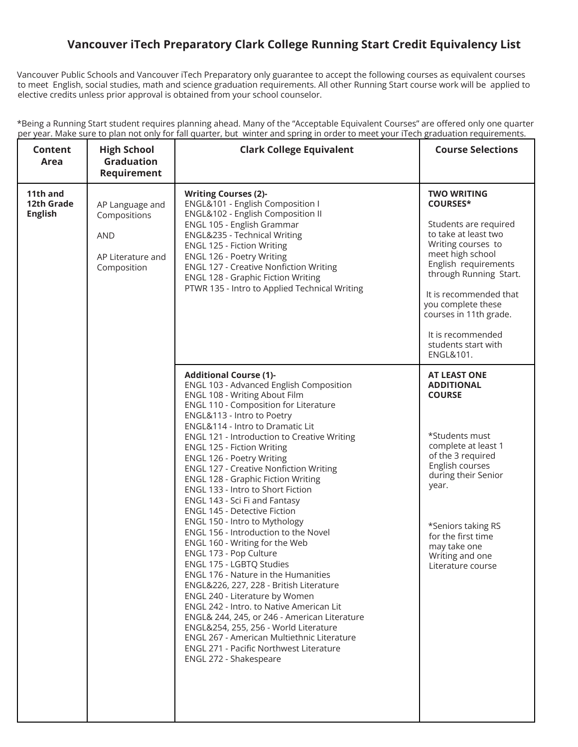# Vancouver iTech Preparatory Clark College Running Start Credit Equivalency List

Vancouver Public Schools and Vancouver iTech Preparatory only guarantee to accept the following courses as equivalent courses to meet English, social studies, math and science graduation requirements. All other Running Start course work will be applied to elective credits unless prior approval is obtained from your school counselor.

*Being a Running Start student requires planning ahead. Many of the "Acceptable Equivalent Courses" are offered only one quarter per year. Make sure to plan not only for fall quarter, but winter and spring in order to meet your iTech graduation requirements.

| Content Area | High School Graduation Requirement | Clark College Equivalent | Course Selections |
|---|---|---|---|
| **11th and 12th Grade English** | AP Language and Compositions<br><br>AND<br><br>AP Literature and Composition | **Writing Courses (2)-**<br>ENGL&101 - English Composition I<br>ENGL&102 - English Composition II<br>ENGL 105 - English Grammar<br>ENGL&235 - Technical Writing<br>ENGL 125 - Fiction Writing<br>ENGL 126 - Poetry Writing<br>ENGL 127 - Creative Nonfiction Writing<br>ENGL 128 - Graphic Fiction Writing<br>PTWR 135 - Intro to Applied Technical Writing | **TWO WRITING COURSES***<br><br>Students are required to take at least two Writing courses to meet high school English requirements through Running Start.<br><br>It is recommended that you complete these courses in 11th grade.<br><br>It is recommended students start with ENGL&101. |
| | | **Additional Course (1)-**<br>ENGL 103 - Advanced English Composition<br>ENGL 108 - Writing About Film<br>ENGL 110 - Composition for Literature<br>ENGL&113 - Intro to Poetry<br>ENGL&114 - Intro to Dramatic Lit<br>ENGL 121 - Introduction to Creative Writing<br>ENGL 125 - Fiction Writing<br>ENGL 126 - Poetry Writing<br>ENGL 127 - Creative Nonfiction Writing<br>ENGL 128 - Graphic Fiction Writing<br>ENGL 133 - Intro to Short Fiction<br>ENGL 143 - Sci Fi and Fantasy<br>ENGL 145 - Detective Fiction<br>ENGL 150 - Intro to Mythology<br>ENGL 156 - Introduction to the Novel<br>ENGL 160 - Writing for the Web<br>ENGL 173 - Pop Culture<br>ENGL 175 - LGBTQ Studies<br>ENGL 176 - Nature in the Humanities<br>ENGL&226, 227, 228 - British Literature<br>ENGL 240 - Literature by Women<br>ENGL 242 - Intro. to Native American Lit<br>ENGL& 244, 245, or 246 - American Literature<br>ENGL&254, 255, 256 - World Literature<br>ENGL 267 - American Multiethnic Literature<br>ENGL 271 - Pacific Northwest Literature<br>ENGL 272 - Shakespeare | **AT LEAST ONE ADDITIONAL COURSE**<br><br>*Students must complete at least 1 of the 3 required English courses during their Senior year.<br><br>*Seniors taking RS for the first time may take one Writing and one Literature course |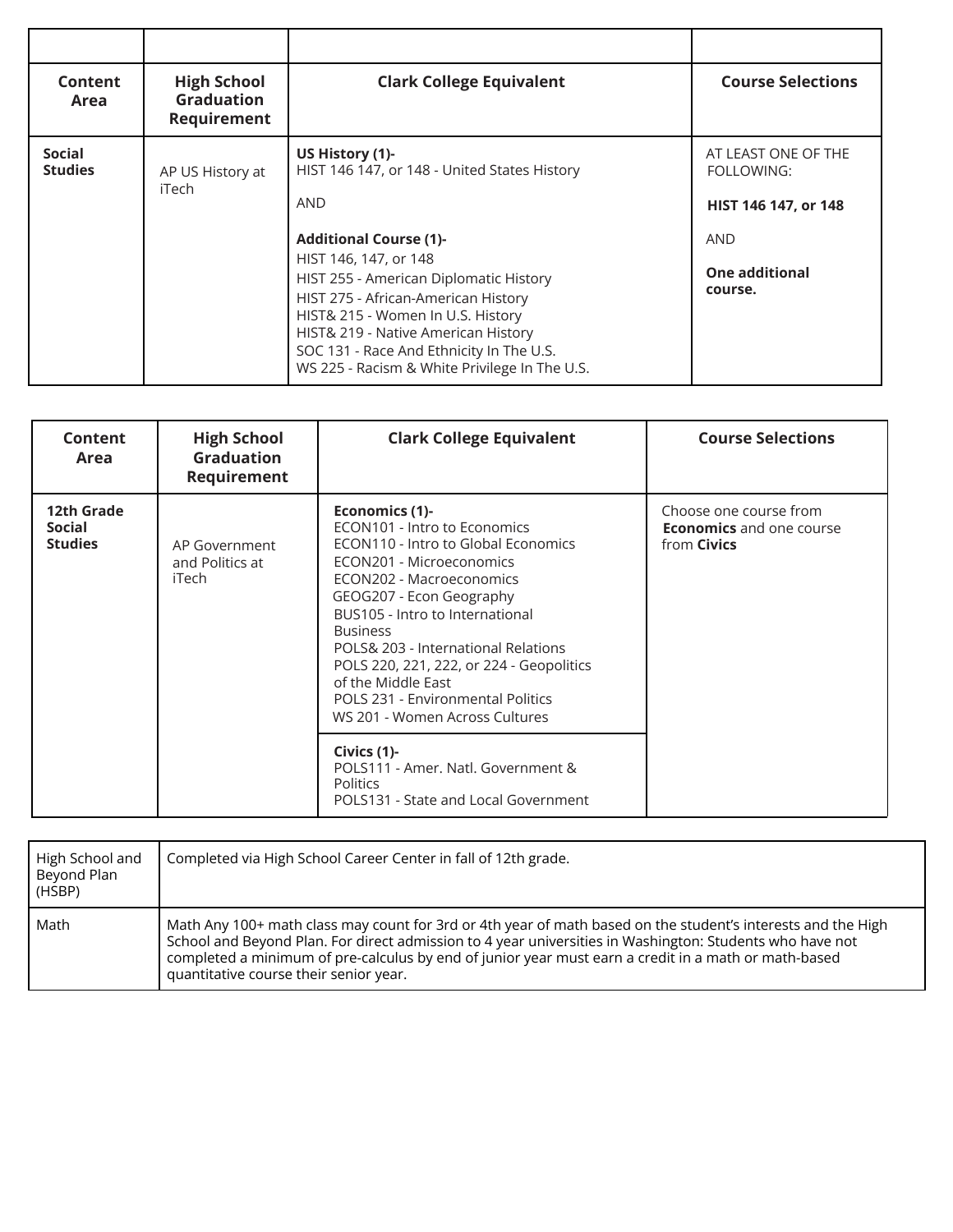| | | | |
|---|---|---|---|
| **Content Area** | **High School Graduation Requirement** | **Clark College Equivalent** | **Course Selections** |
| **Social Studies** | AP US History at iTech | **US History (1)-**<br>HIST 146 147, or 148 - United States History<br><br>AND<br><br>**Additional Course (1)-**<br>HIST 146, 147, or 148<br>HIST 255 - American Diplomatic History<br>HIST 275 - African-American History<br>HIST& 215 - Women In U.S. History<br>HIST& 219 - Native American History<br>SOC 131 - Race And Ethnicity In The U.S.<br>WS 225 - Racism & White Privilege In The U.S. | AT LEAST ONE OF THE FOLLOWING:<br><br>**HIST 146 147, or 148**<br><br>AND<br><br>**One additional course.** |

| Content Area | High School Graduation Requirement | Clark College Equivalent | Course Selections |
|---|---|---|---|
| **12th Grade Social Studies** | AP Government and Politics at iTech | **Economics (1)-**<br>ECON101 - Intro to Economics<br>ECON110 - Intro to Global Economics<br>ECON201 - Microeconomics<br>ECON202 - Macroeconomics<br>GEOG207 - Econ Geography<br>BUS105 - Intro to International Business<br>POLS& 203 - International Relations<br>POLS 220, 221, 222, or 224 - Geopolitics of the Middle East<br>POLS 231 - Environmental Politics<br>WS 201 - Women Across Cultures | Choose one course from **Economics** and one course from **Civics** |
| | | **Civics (1)-**<br>POLS111 - Amer. Natl. Government & Politics<br>POLS131 - State and Local Government | |

| | |
|---|---|
| High School and Beyond Plan (HSBP) | Completed via High School Career Center in fall of 12th grade. |
| Math | Math Any 100+ math class may count for 3rd or 4th year of math based on the student's interests and the High School and Beyond Plan. For direct admission to 4 year universities in Washington: Students who have not completed a minimum of pre-calculus by end of junior year must earn a credit in a math or math-based quantitative course their senior year. |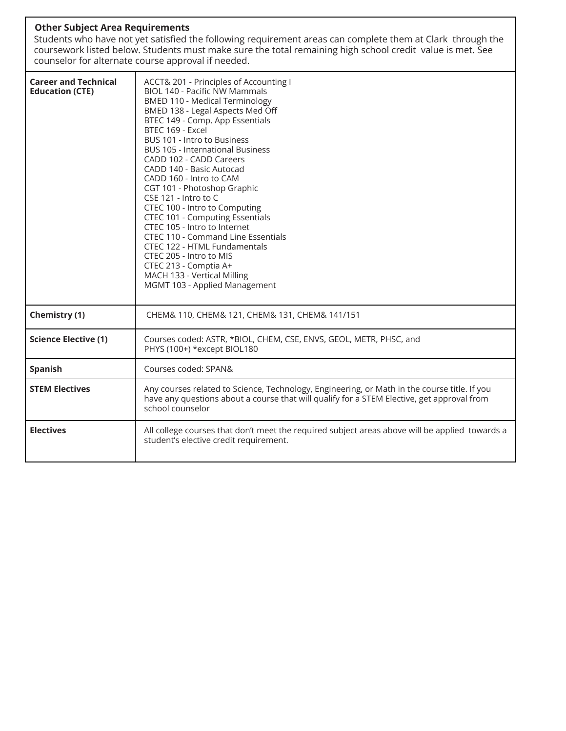**Other Subject Area Requirements**

Students who have not yet satisfied the following requirement areas can complete them at Clark through the coursework listed below. Students must make sure the total remaining high school credit value is met. See counselor for alternate course approval if needed.

| | |
|---|---|
| **Career and Technical Education (CTE)** | ACCT& 201 - Principles of Accounting I<br>BIOL 140 - Pacific NW Mammals<br>BMED 110 - Medical Terminology<br>BMED 138 - Legal Aspects Med Off<br>BTEC 149 - Comp. App Essentials<br>BTEC 169 - Excel<br>BUS 101 - Intro to Business<br>BUS 105 - International Business<br>CADD 102 - CADD Careers<br>CADD 140 - Basic Autocad<br>CADD 160 - Intro to CAM<br>CGT 101 - Photoshop Graphic<br>CSE 121 - Intro to C<br>CTEC 100 - Intro to Computing<br>CTEC 101 - Computing Essentials<br>CTEC 105 - Intro to Internet<br>CTEC 110 - Command Line Essentials<br>CTEC 122 - HTML Fundamentals<br>CTEC 205 - Intro to MIS<br>CTEC 213 - Comptia A+<br>MACH 133 - Vertical Milling<br>MGMT 103 - Applied Management |
| **Chemistry (1)** | CHEM& 110, CHEM& 121, CHEM& 131, CHEM& 141/151 |
| **Science Elective (1)** | Courses coded: ASTR, *BIOL, CHEM, CSE, ENVS, GEOL, METR, PHSC, and PHYS (100+) *except BIOL180 |
| **Spanish** | Courses coded: SPAN& |
| **STEM Electives** | Any courses related to Science, Technology, Engineering, or Math in the course title. If you have any questions about a course that will qualify for a STEM Elective, get approval from school counselor |
| **Electives** | All college courses that don't meet the required subject areas above will be applied towards a student's elective credit requirement. |